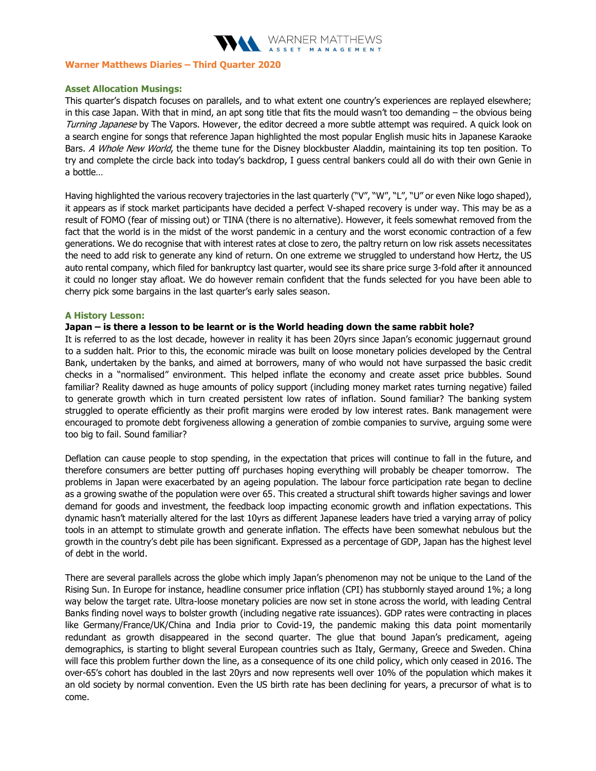# Warner Matthews Diaries – Third Quarter 2020

## Asset Allocation Musings:

This quarter's dispatch focuses on parallels, and to what extent one country's experiences are replayed elsewhere; in this case Japan. With that in mind, an apt song title that fits the mould wasn't too demanding – the obvious being *Turning Japanese* by The Vapors. However, the editor decreed a more subtle attempt was required. A quick look on a search engine for songs that reference Japan highlighted the most popular English music hits in Japanese Karaoke Bars. *A Whole New World*, the theme tune for the Disney blockbuster Aladdin, maintaining its top ten position. To try and complete the circle back into today's backdrop, I guess central bankers could all do with their own Genie in a bottle…

Having highlighted the various recovery trajectories in the last quarterly ("V", "W", "L", "U" or even Nike logo shaped), it appears as if stock market participants have decided a perfect V-shaped recovery is under way. This may be as a result of FOMO (fear of missing out) or TINA (there is no alternative). However, it feels somewhat removed from the fact that the world is in the midst of the worst pandemic in a century and the worst economic contraction of a few generations. We do recognise that with interest rates at close to zero, the paltry return on low risk assets necessitates the need to add risk to generate any kind of return. On one extreme we struggled to understand how Hertz, the US auto rental company, which filed for bankruptcy last quarter, would see its share price surge 3-fold after it announced it could no longer stay afloat. We do however remain confident that the funds selected for you have been able to cherry pick some bargains in the last quarter's early sales season.

## A History Lesson:

### Japan – is there a lesson to be learnt or is the World heading down the same rabbit hole?

It is referred to as the lost decade, however in reality it has been 20yrs since Japan's economic juggernaut ground to a sudden halt. Prior to this, the economic miracle was built on loose monetary policies developed by the Central Bank, undertaken by the banks, and aimed at borrowers, many of who would not have surpassed the basic credit checks in a "normalised" environment. This helped inflate the economy and create asset price bubbles. Sound familiar? Reality dawned as huge amounts of policy support (including money market rates turning negative) failed to generate growth which in turn created persistent low rates of inflation. Sound familiar? The banking system struggled to operate efficiently as their profit margins were eroded by low interest rates. Bank management were encouraged to promote debt forgiveness allowing a generation of zombie companies to survive, arguing some were too big to fail. Sound familiar?

Deflation can cause people to stop spending, in the expectation that prices will continue to fall in the future, and therefore consumers are better putting off purchases hoping everything will probably be cheaper tomorrow. The problems in Japan were exacerbated by an ageing population. The labour force participation rate began to decline as a growing swathe of the population were over 65. This created a structural shift towards higher savings and lower demand for goods and investment, the feedback loop impacting economic growth and inflation expectations. This dynamic hasn't materially altered for the last 10yrs as different Japanese leaders have tried a varying array of policy tools in an attempt to stimulate growth and generate inflation. The effects have been somewhat nebulous but the growth in the country's debt pile has been significant. Expressed as a percentage of GDP, Japan has the highest level of debt in the world.

There are several parallels across the globe which imply Japan's phenomenon may not be unique to the Land of the Rising Sun. In Europe for instance, headline consumer price inflation (CPI) has stubbornly stayed around 1%; a long way below the target rate. Ultra-loose monetary policies are now set in stone across the world, with leading Central Banks finding novel ways to bolster growth (including negative rate issuances). GDP rates were contracting in places like Germany/France/UK/China and India prior to Covid-19, the pandemic making this data point momentarily redundant as growth disappeared in the second quarter. The glue that bound Japan's predicament, ageing demographics, is starting to blight several European countries such as Italy, Germany, Greece and Sweden. China will face this problem further down the line, as a consequence of its one child policy, which only ceased in 2016. The over-65's cohort has doubled in the last 20yrs and now represents well over 10% of the population which makes it an old society by normal convention. Even the US birth rate has been declining for years, a precursor of what is to come.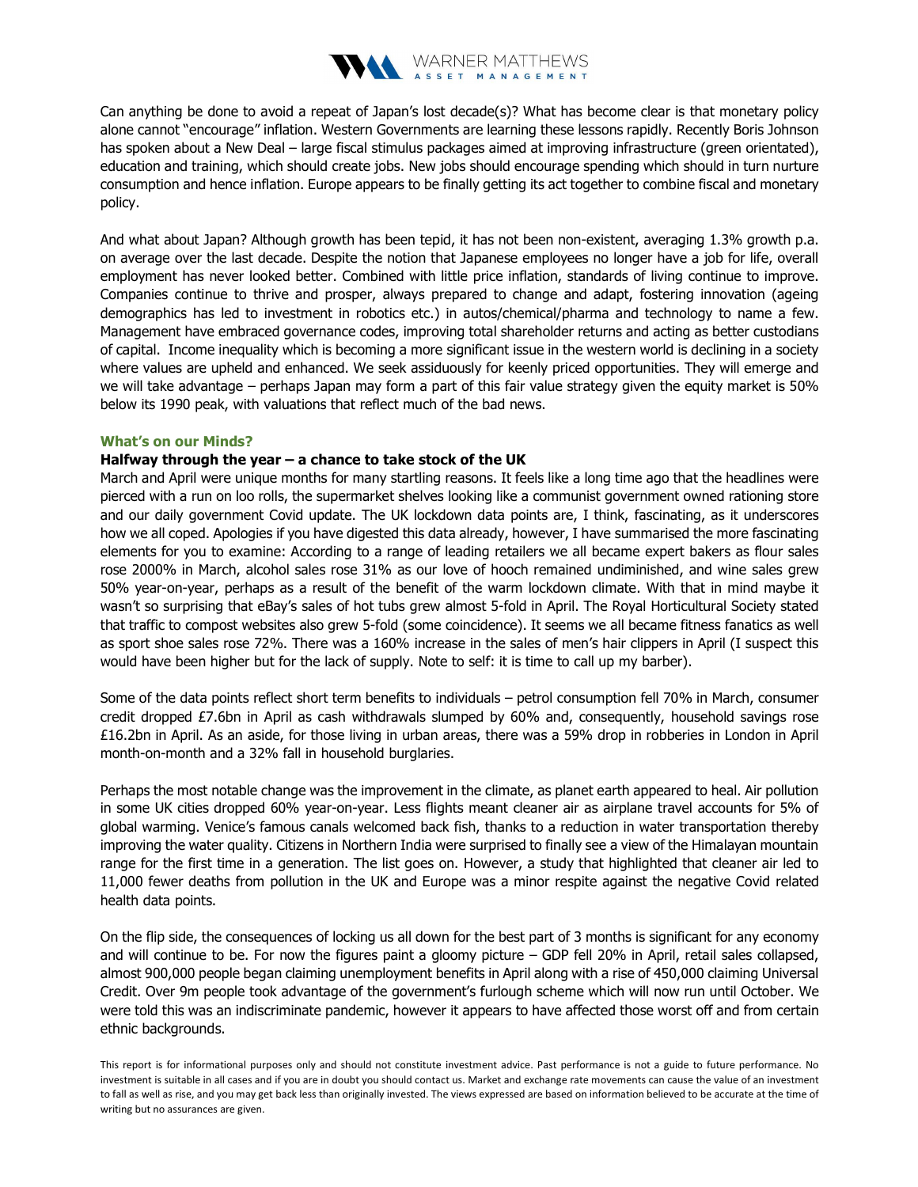Can anything be done to avoid a repeat of Japan's lost decade(s)? What has become clear is that monetary policy alone cannot "encourage" inflation. Western Governments are learning these lessons rapidly. Recently Boris Johnson has spoken about a New Deal – large fiscal stimulus packages aimed at improving infrastructure (green orientated), education and training, which should create jobs. New jobs should encourage spending which should in turn nurture consumption and hence inflation. Europe appears to be finally getting its act together to combine fiscal and monetary policy.

And what about Japan? Although growth has been tepid, it has not been non-existent, averaging 1.3% growth p.a. on average over the last decade. Despite the notion that Japanese employees no longer have a job for life, overall employment has never looked better. Combined with little price inflation, standards of living continue to improve. Companies continue to thrive and prosper, always prepared to change and adapt, fostering innovation (ageing demographics has led to investment in robotics etc.) in autos/chemical/pharma and technology to name a few. Management have embraced governance codes, improving total shareholder returns and acting as better custodians of capital. Income inequality which is becoming a more significant issue in the western world is declining in a society where values are upheld and enhanced. We seek assiduously for keenly priced opportunities. They will emerge and we will take advantage – perhaps Japan may form a part of this fair value strategy given the equity market is 50% below its 1990 peak, with valuations that reflect much of the bad news.

## What's on our Minds?

### Halfway through the year – a chance to take stock of the UK

March and April were unique months for many startling reasons. It feels like a long time ago that the headlines were pierced with a run on loo rolls, the supermarket shelves looking like a communist government owned rationing store and our daily government Covid update. The UK lockdown data points are, I think, fascinating, as it underscores how we all coped. Apologies if you have digested this data already, however, I have summarised the more fascinating elements for you to examine: According to a range of leading retailers we all became expert bakers as flour sales rose 2000% in March, alcohol sales rose 31% as our love of hooch remained undiminished, and wine sales grew 50% year-on-year, perhaps as a result of the benefit of the warm lockdown climate. With that in mind maybe it wasn't so surprising that eBay's sales of hot tubs grew almost 5-fold in April. The Royal Horticultural Society stated that traffic to compost websites also grew 5-fold (some coincidence). It seems we all became fitness fanatics as well as sport shoe sales rose 72%. There was a 160% increase in the sales of men's hair clippers in April (I suspect this would have been higher but for the lack of supply. Note to self: it is time to call up my barber).

Some of the data points reflect short term benefits to individuals – petrol consumption fell 70% in March, consumer credit dropped £7.6bn in April as cash withdrawals slumped by 60% and, consequently, household savings rose £16.2bn in April. As an aside, for those living in urban areas, there was a 59% drop in robberies in London in April month-on-month and a 32% fall in household burglaries.

Perhaps the most notable change was the improvement in the climate, as planet earth appeared to heal. Air pollution in some UK cities dropped 60% year-on-year. Less flights meant cleaner air as airplane travel accounts for 5% of global warming. Venice's famous canals welcomed back fish, thanks to a reduction in water transportation thereby improving the water quality. Citizens in Northern India were surprised to finally see a view of the Himalayan mountain range for the first time in a generation. The list goes on. However, a study that highlighted that cleaner air led to 11,000 fewer deaths from pollution in the UK and Europe was a minor respite against the negative Covid related health data points.

On the flip side, the consequences of locking us all down for the best part of 3 months is significant for any economy and will continue to be. For now the figures paint a gloomy picture – GDP fell 20% in April, retail sales collapsed, almost 900,000 people began claiming unemployment benefits in April along with a rise of 450,000 claiming Universal Credit. Over 9m people took advantage of the government's furlough scheme which will now run until October. We were told this was an indiscriminate pandemic, however it appears to have affected those worst off and from certain ethnic backgrounds.

This report is for informational purposes only and should not constitute investment advice. Past performance is not a guide to future performance. No investment is suitable in all cases and if you are in doubt you should contact us. Market and exchange rate movements can cause the value of an investment to fall as well as rise, and you may get back less than originally invested. The views expressed are based on information believed to be accurate at the time of writing but no assurances are given.